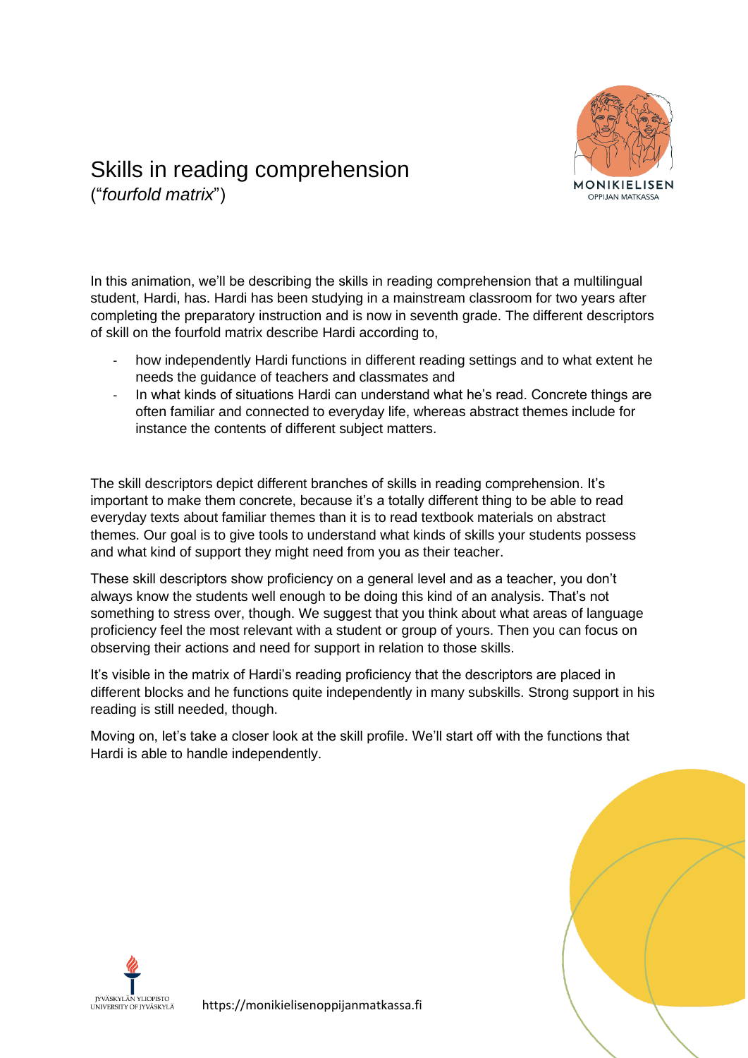# Skills in reading comprehension

("*fourfold matrix*")

In this animation, we'll be describing the skills in reading comprehension that a multilingual student, Hardi, has. Hardi has been studying in a mainstream classroom for two years after completing the preparatory instruction and is now in seventh grade. The different descriptors of skill on the fourfold matrix describe Hardi according to,

- how independently Hardi functions in different reading settings and to what extent he needs the guidance of teachers and classmates and
- In what kinds of situations Hardi can understand what he's read. Concrete things are often familiar and connected to everyday life, whereas abstract themes include for instance the contents of different subject matters.

The skill descriptors depict different branches of skills in reading comprehension. It's important to make them concrete, because it's a totally different thing to be able to read everyday texts about familiar themes than it is to read textbook materials on abstract themes. Our goal is to give tools to understand what kinds of skills your students possess and what kind of support they might need from you as their teacher.

These skill descriptors show proficiency on a general level and as a teacher, you don't always know the students well enough to be doing this kind of an analysis. That's not something to stress over, though. We suggest that you think about what areas of language proficiency feel the most relevant with a student or group of yours. Then you can focus on observing their actions and need for support in relation to those skills.

It's visible in the matrix of Hardi's reading proficiency that the descriptors are placed in different blocks and he functions quite independently in many subskills. Strong support in his reading is still needed, though.

Moving on, let's take a closer look at the skill profile. We'll start off with the functions that Hardi is able to handle independently.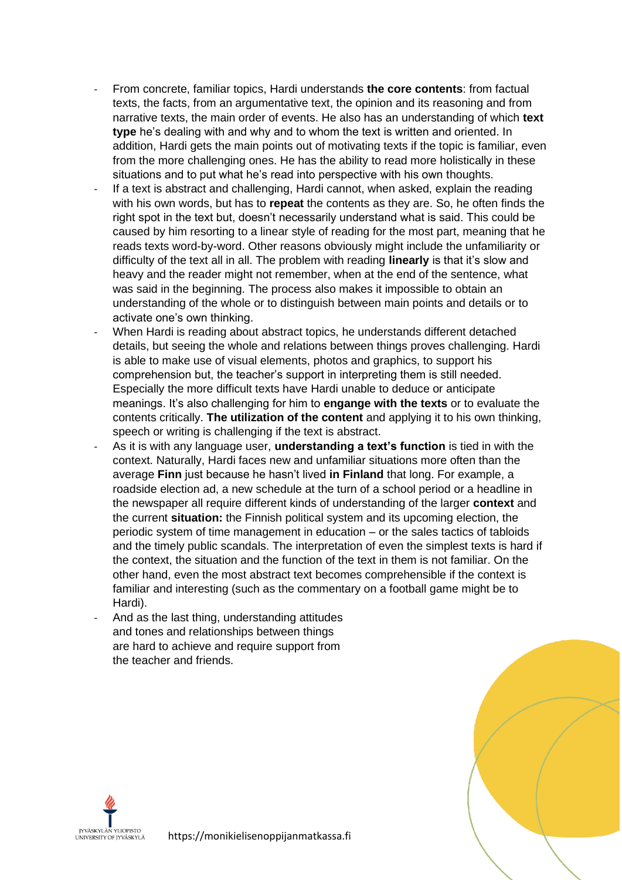- From concrete, familiar topics, Hardi understands **the core contents**: from factual texts, the facts, from an argumentative text, the opinion and its reasoning and from narrative texts, the main order of events. He also has an understanding of which **text type** he's dealing with and why and to whom the text is written and oriented. In addition, Hardi gets the main points out of motivating texts if the topic is familiar, even from the more challenging ones. He has the ability to read more holistically in these situations and to put what he's read into perspective with his own thoughts.
- If a text is abstract and challenging, Hardi cannot, when asked, explain the reading with his own words, but has to **repeat** the contents as they are. So, he often finds the right spot in the text but, doesn't necessarily understand what is said. This could be caused by him resorting to a linear style of reading for the most part, meaning that he reads texts word-by-word. Other reasons obviously might include the unfamiliarity or difficulty of the text all in all. The problem with reading **linearly** is that it's slow and heavy and the reader might not remember, when at the end of the sentence, what was said in the beginning. The process also makes it impossible to obtain an understanding of the whole or to distinguish between main points and details or to activate one's own thinking.
- When Hardi is reading about abstract topics, he understands different detached details, but seeing the whole and relations between things proves challenging. Hardi is able to make use of visual elements, photos and graphics, to support his comprehension but, the teacher's support in interpreting them is still needed. Especially the more difficult texts have Hardi unable to deduce or anticipate meanings. It's also challenging for him to **engange with the texts** or to evaluate the contents critically. **The utilization of the content** and applying it to his own thinking, speech or writing is challenging if the text is abstract.
- As it is with any language user, **understanding a text's function** is tied in with the context. Naturally, Hardi faces new and unfamiliar situations more often than the average **Finn** just because he hasn't lived **in Finland** that long. For example, a roadside election ad, a new schedule at the turn of a school period or a headline in the newspaper all require different kinds of understanding of the larger **context** and the current **situation:** the Finnish political system and its upcoming election, the periodic system of time management in education – or the sales tactics of tabloids and the timely public scandals. The interpretation of even the simplest texts is hard if the context, the situation and the function of the text in them is not familiar. On the other hand, even the most abstract text becomes comprehensible if the context is familiar and interesting (such as the commentary on a football game might be to Hardi).
- And as the last thing, understanding attitudes and tones and relationships between things are hard to achieve and require support from the teacher and friends.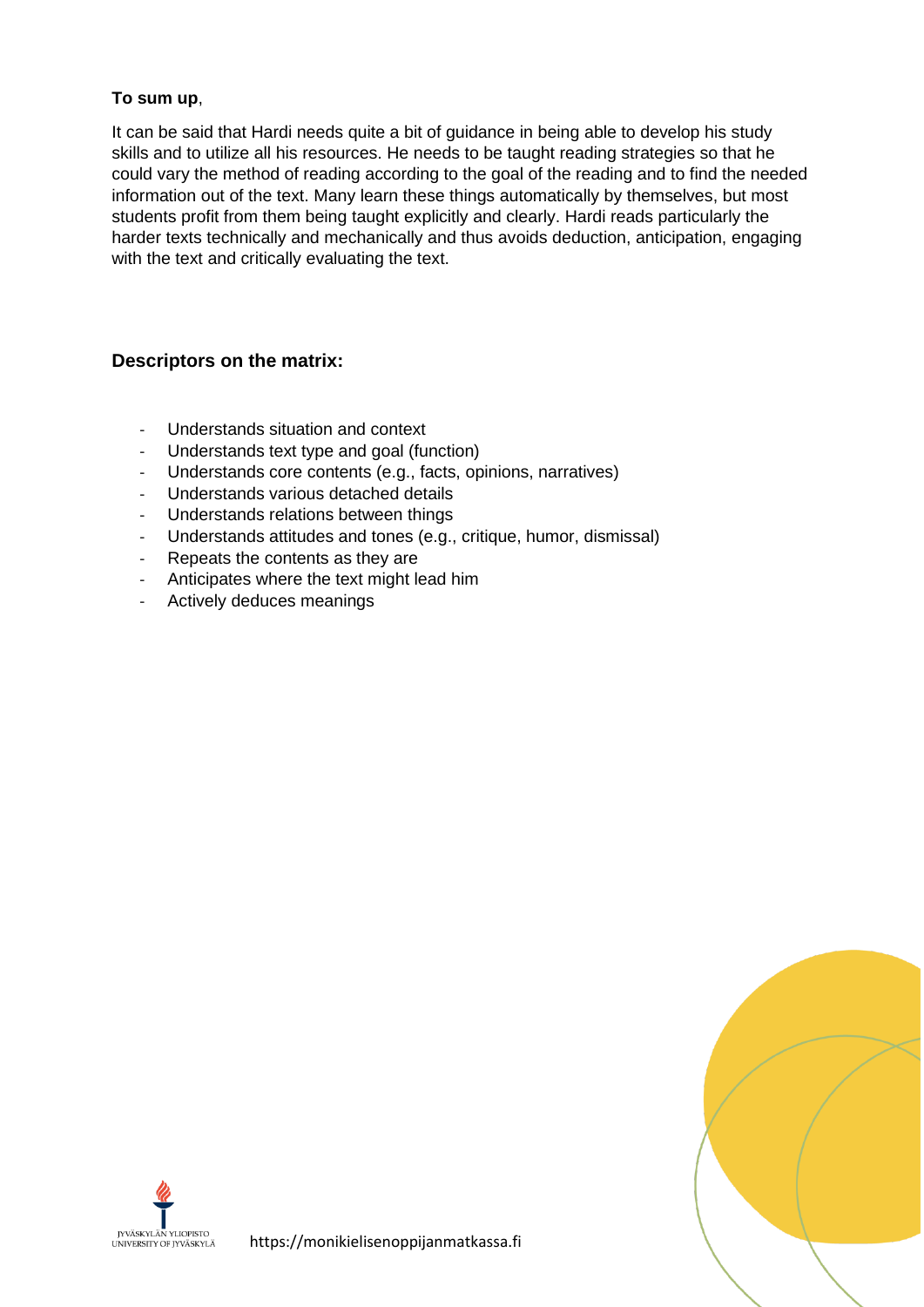**To sum up**,

It can be said that Hardi needs quite a bit of guidance in being able to develop his study skills and to utilize all his resources. He needs to be taught reading strategies so that he could vary the method of reading according to the goal of the reading and to find the needed information out of the text. Many learn these things automatically by themselves, but most students profit from them being taught explicitly and clearly. Hardi reads particularly the harder texts technically and mechanically and thus avoids deduction, anticipation, engaging with the text and critically evaluating the text.

## Descriptors on the matrix:

- Understands situation and context
- Understands text type and goal (function)
- Understands core contents (e.g., facts, opinions, narratives)
- Understands various detached details
- Understands relations between things
- Understands attitudes and tones (e.g., critique, humor, dismissal)
- Repeats the contents as they are
- Anticipates where the text might lead him
- Actively deduces meanings